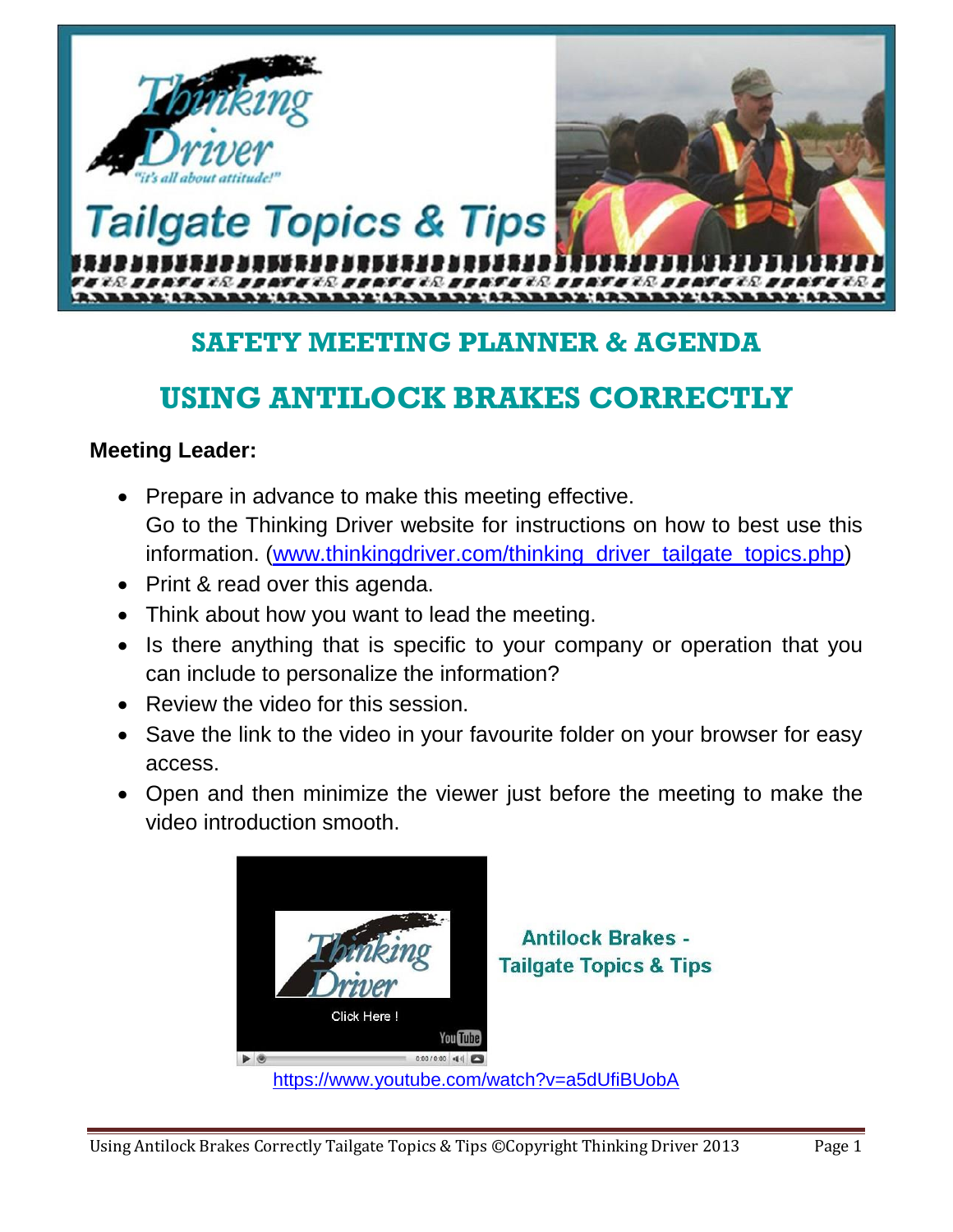Thinking Driver

"it's all about attitude!"

Tailgate Topics & Tips

# SAFETY MEETING PLANNER & AGENDA

# USING ANTILOCK BRAKES CORRECTLY

**Meeting Leader:**

- Prepare in advance to make this meeting effective.
  Go to the Thinking Driver website for instructions on how to best use this information. (www.thinkingdriver.com/thinking_driver_tailgate_topics.php)
- Print & read over this agenda.
- Think about how you want to lead the meeting.
- Is there anything that is specific to your company or operation that you can include to personalize the information?
- Review the video for this session.
- Save the link to the video in your favourite folder on your browser for easy access.
- Open and then minimize the viewer just before the meeting to make the video introduction smooth.

Antilock Brakes - Tailgate Topics & Tips

https://www.youtube.com/watch?v=a5dUfiBUobA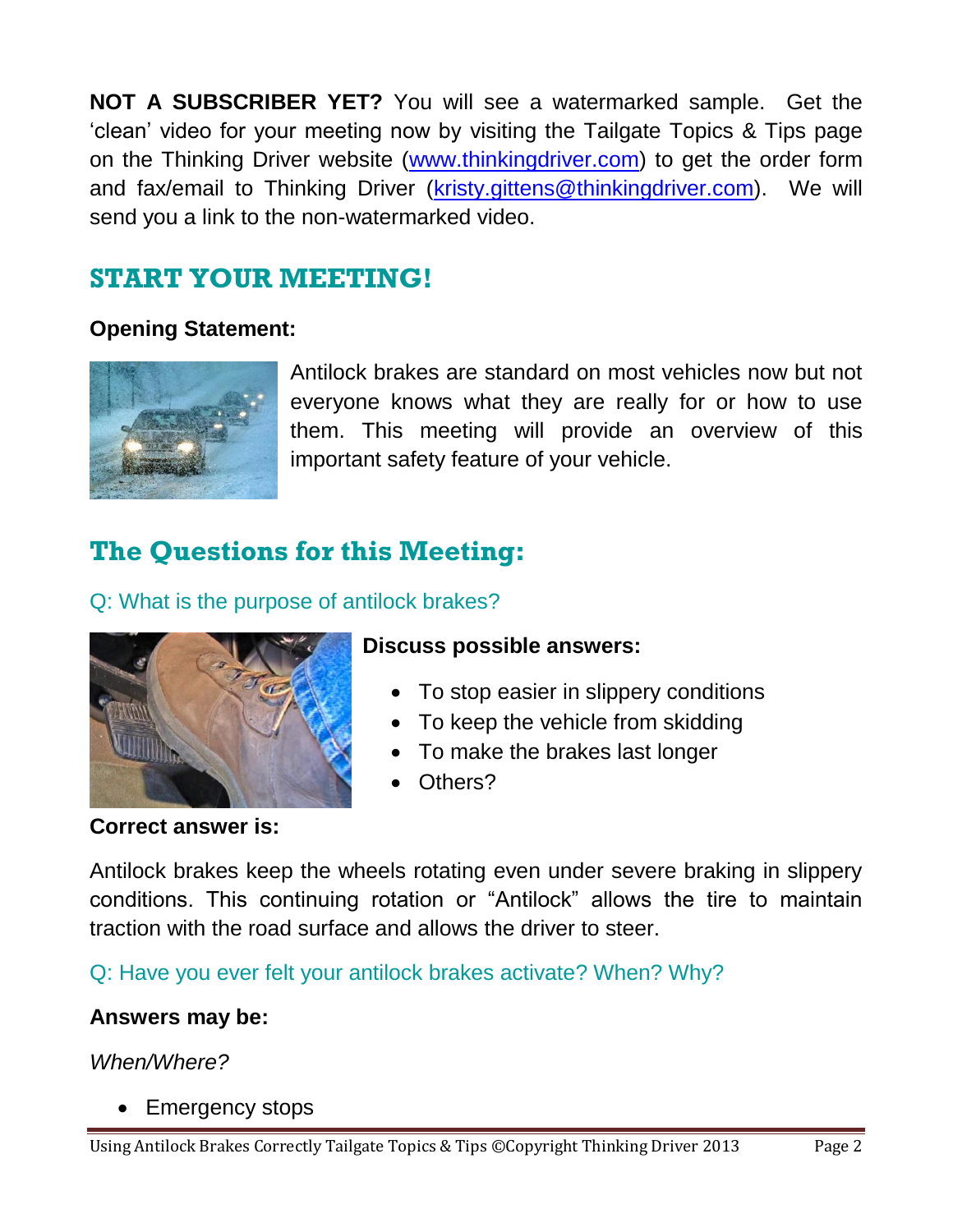**NOT A SUBSCRIBER YET?** You will see a watermarked sample. Get the 'clean' video for your meeting now by visiting the Tailgate Topics & Tips page on the Thinking Driver website (www.thinkingdriver.com) to get the order form and fax/email to Thinking Driver (kristy.gittens@thinkingdriver.com). We will send you a link to the non-watermarked video.

## START YOUR MEETING!

**Opening Statement:**

Antilock brakes are standard on most vehicles now but not everyone knows what they are really for or how to use them. This meeting will provide an overview of this important safety feature of your vehicle.

## The Questions for this Meeting:

### Q: What is the purpose of antilock brakes?

**Discuss possible answers:**

- To stop easier in slippery conditions
- To keep the vehicle from skidding
- To make the brakes last longer
- Others?

**Correct answer is:**

Antilock brakes keep the wheels rotating even under severe braking in slippery conditions. This continuing rotation or "Antilock" allows the tire to maintain traction with the road surface and allows the driver to steer.

### Q: Have you ever felt your antilock brakes activate? When? Why?

**Answers may be:**

*When/Where?*

- Emergency stops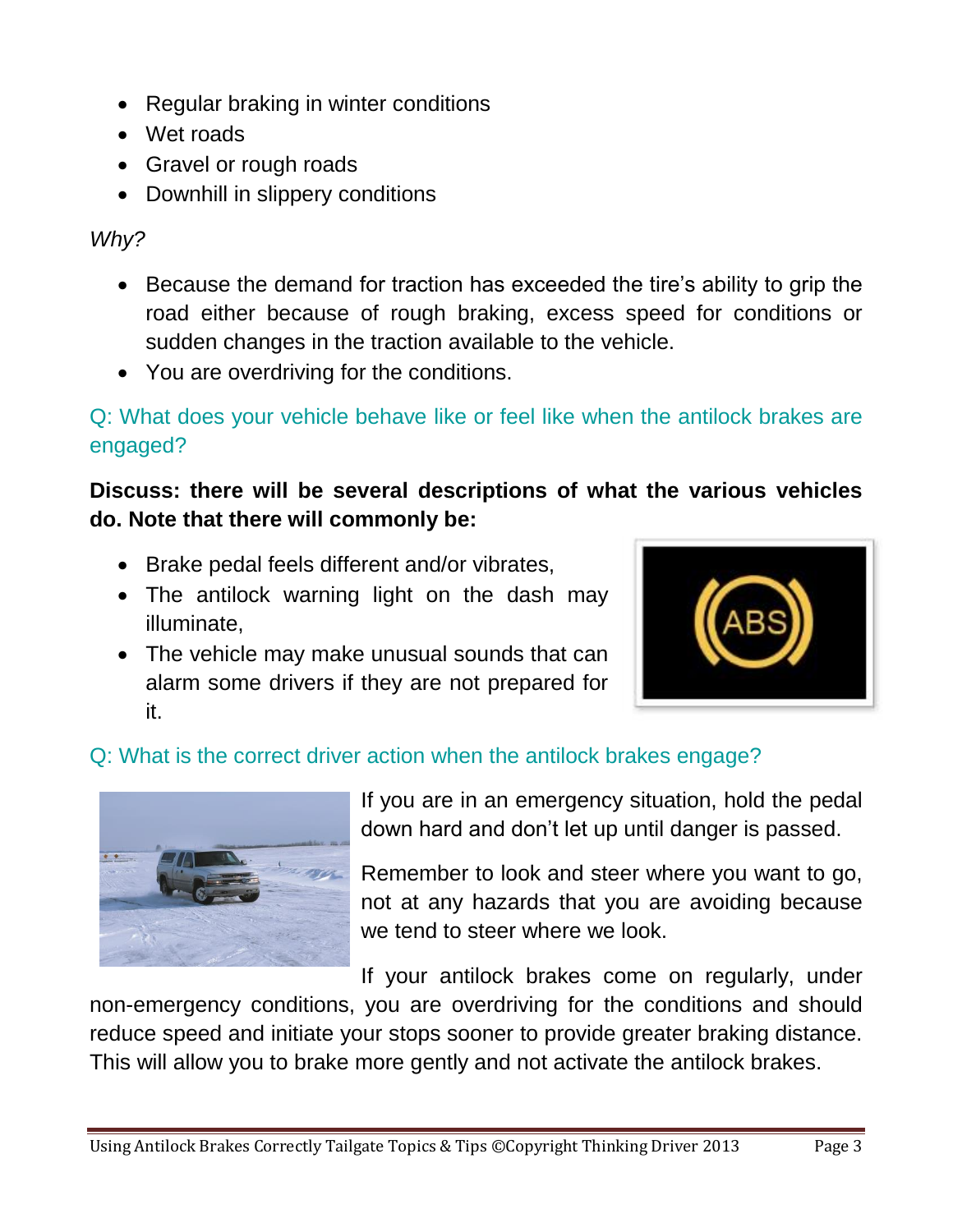- Regular braking in winter conditions
- Wet roads
- Gravel or rough roads
- Downhill in slippery conditions

*Why?*

- Because the demand for traction has exceeded the tire's ability to grip the road either because of rough braking, excess speed for conditions or sudden changes in the traction available to the vehicle.
- You are overdriving for the conditions.

Q: What does your vehicle behave like or feel like when the antilock brakes are engaged?

**Discuss: there will be several descriptions of what the various vehicles do. Note that there will commonly be:**

- Brake pedal feels different and/or vibrates,
- The antilock warning light on the dash may illuminate,
- The vehicle may make unusual sounds that can alarm some drivers if they are not prepared for it.

Q: What is the correct driver action when the antilock brakes engage?

If you are in an emergency situation, hold the pedal down hard and don't let up until danger is passed.

Remember to look and steer where you want to go, not at any hazards that you are avoiding because we tend to steer where we look.

If your antilock brakes come on regularly, under non-emergency conditions, you are overdriving for the conditions and should reduce speed and initiate your stops sooner to provide greater braking distance. This will allow you to brake more gently and not activate the antilock brakes.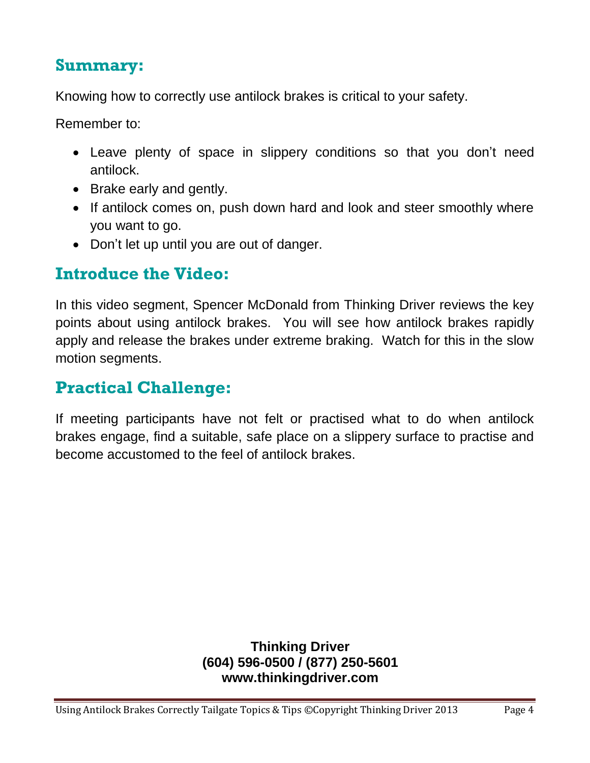## Summary:

Knowing how to correctly use antilock brakes is critical to your safety.

Remember to:

- Leave plenty of space in slippery conditions so that you don't need antilock.
- Brake early and gently.
- If antilock comes on, push down hard and look and steer smoothly where you want to go.
- Don't let up until you are out of danger.

## Introduce the Video:

In this video segment, Spencer McDonald from Thinking Driver reviews the key points about using antilock brakes. You will see how antilock brakes rapidly apply and release the brakes under extreme braking. Watch for this in the slow motion segments.

## Practical Challenge:

If meeting participants have not felt or practised what to do when antilock brakes engage, find a suitable, safe place on a slippery surface to practise and become accustomed to the feel of antilock brakes.

**Thinking Driver**
**(604) 596-0500 / (877) 250-5601**
**www.thinkingdriver.com**